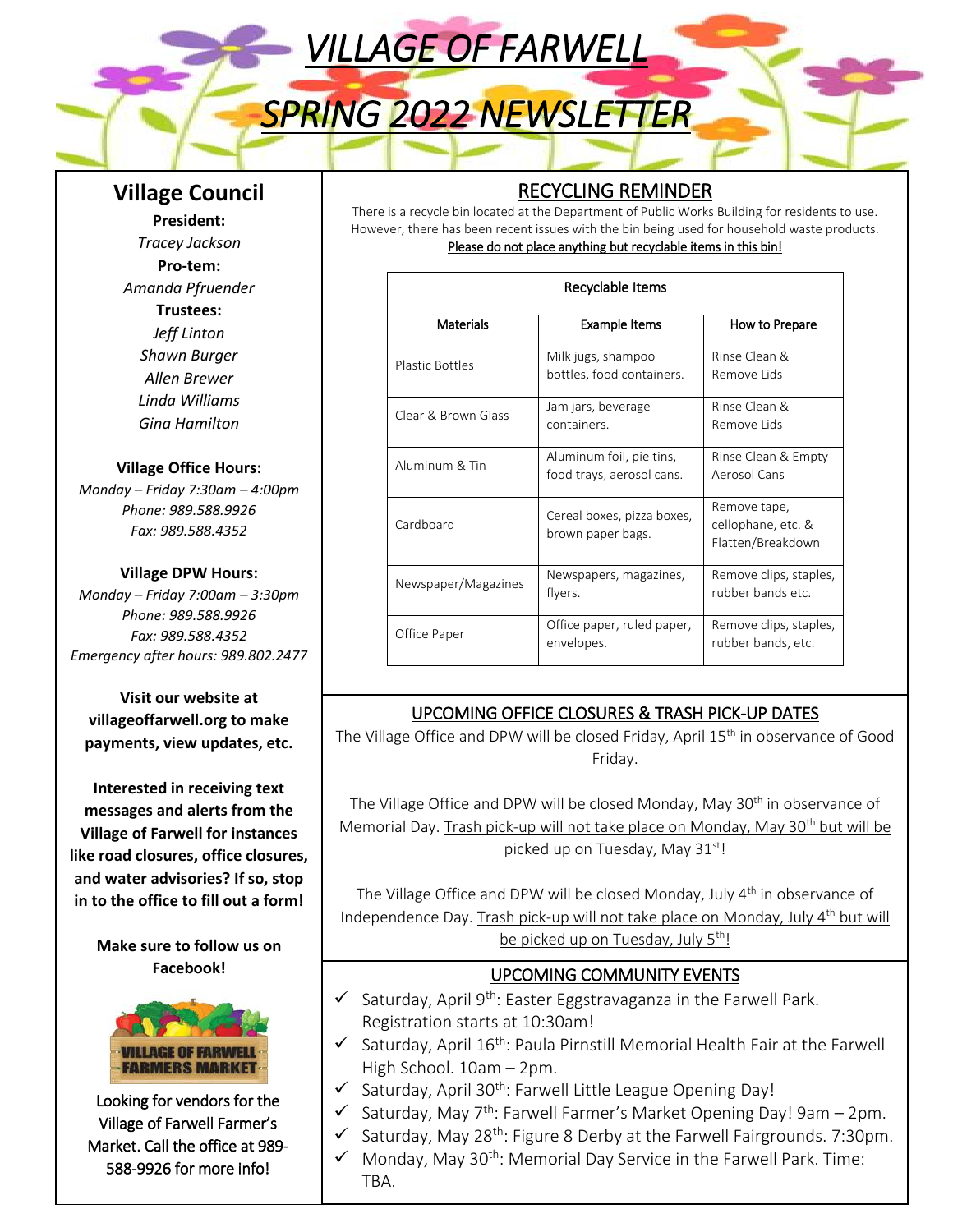# *VILLAGE OF FARWELL*

# *SPRING 2022 NEWSLETTER*

## Village Council

**President:**
*Tracey Jackson*
**Pro-tem:**
*Amanda Pfruender*
**Trustees:**
*Jeff Linton*
*Shawn Burger*
*Allen Brewer*
*Linda Williams*
*Gina Hamilton*

**Village Office Hours:**
*Monday – Friday 7:30am – 4:00pm*
*Phone: 989.588.9926*
*Fax: 989.588.4352*

**Village DPW Hours:**
*Monday – Friday 7:00am – 3:30pm*
*Phone: 989.588.9926*
*Fax: 989.588.4352*
*Emergency after hours: 989.802.2477*

**Visit our website at villageoffarwell.org to make payments, view updates, etc.**

**Interested in receiving text messages and alerts from the Village of Farwell for instances like road closures, office closures, and water advisories? If so, stop in to the office to fill out a form!**

**Make sure to follow us on Facebook!**

VILLAGE OF FARWELL FARMERS MARKET

Looking for vendors for the Village of Farwell Farmer's Market. Call the office at 989-588-9926 for more info!

## RECYCLING REMINDER

There is a recycle bin located at the Department of Public Works Building for residents to use. However, there has been recent issues with the bin being used for household waste products. Please do not place anything but recyclable items in this bin!

| Recyclable Items | | |
|---|---|---|
| Materials | Example Items | How to Prepare |
| Plastic Bottles | Milk jugs, shampoo bottles, food containers. | Rinse Clean & Remove Lids |
| Clear & Brown Glass | Jam jars, beverage containers. | Rinse Clean & Remove Lids |
| Aluminum & Tin | Aluminum foil, pie tins, food trays, aerosol cans. | Rinse Clean & Empty Aerosol Cans |
| Cardboard | Cereal boxes, pizza boxes, brown paper bags. | Remove tape, cellophane, etc. & Flatten/Breakdown |
| Newspaper/Magazines | Newspapers, magazines, flyers. | Remove clips, staples, rubber bands etc. |
| Office Paper | Office paper, ruled paper, envelopes. | Remove clips, staples, rubber bands, etc. |

## UPCOMING OFFICE CLOSURES & TRASH PICK-UP DATES

The Village Office and DPW will be closed Friday, April 15th in observance of Good Friday.

The Village Office and DPW will be closed Monday, May 30th in observance of Memorial Day. Trash pick-up will not take place on Monday, May 30th but will be picked up on Tuesday, May 31st!

The Village Office and DPW will be closed Monday, July 4th in observance of Independence Day. Trash pick-up will not take place on Monday, July 4th but will be picked up on Tuesday, July 5th!

## UPCOMING COMMUNITY EVENTS

- ✓ Saturday, April 9th: Easter Eggstravaganza in the Farwell Park. Registration starts at 10:30am!
- ✓ Saturday, April 16th: Paula Pirnstill Memorial Health Fair at the Farwell High School. 10am – 2pm.
- ✓ Saturday, April 30th: Farwell Little League Opening Day!
- ✓ Saturday, May 7th: Farwell Farmer's Market Opening Day! 9am – 2pm.
- ✓ Saturday, May 28th: Figure 8 Derby at the Farwell Fairgrounds. 7:30pm.
- ✓ Monday, May 30th: Memorial Day Service in the Farwell Park. Time: TBA.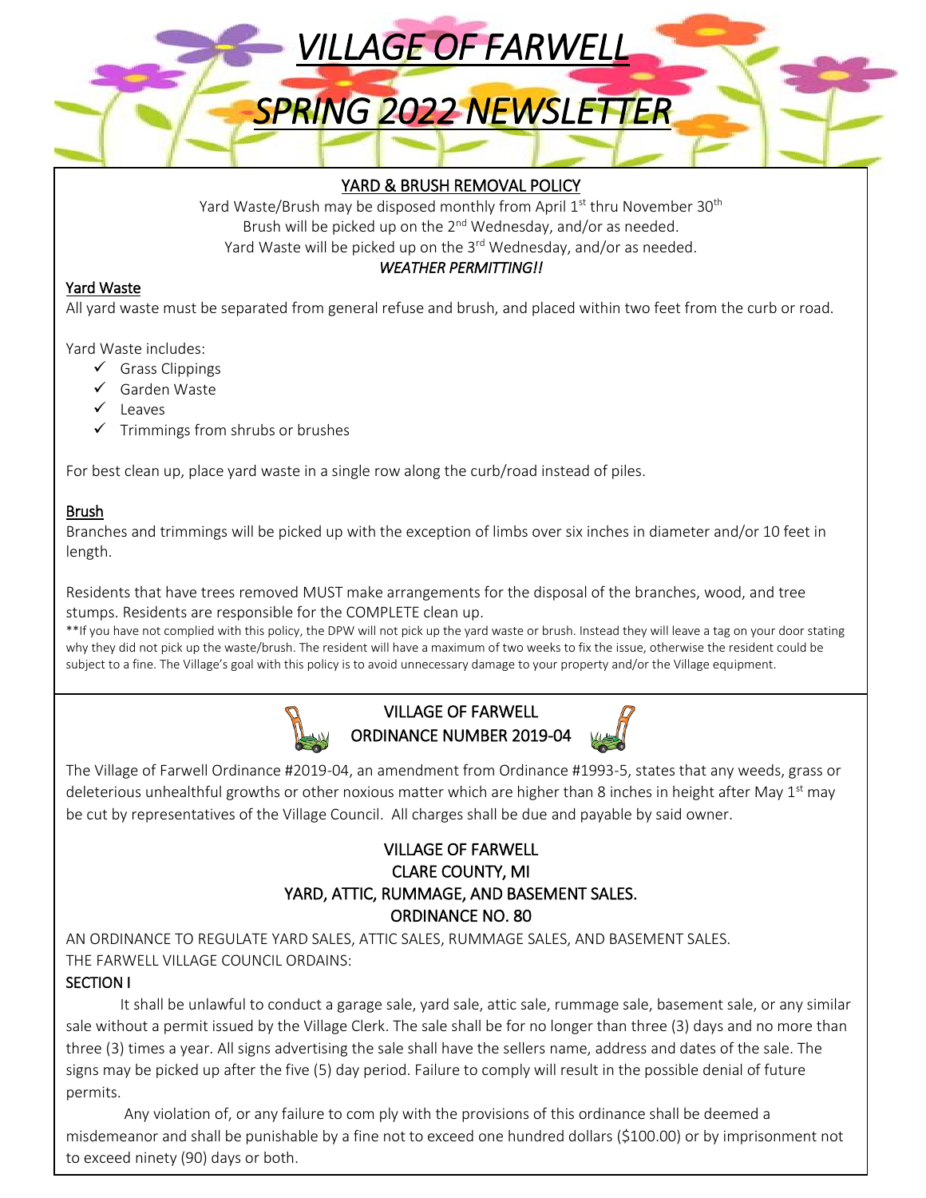# *VILLAGE OF FARWELL*

# *SPRING 2022 NEWSLETTER*

## YARD & BRUSH REMOVAL POLICY

Yard Waste/Brush may be disposed monthly from April 1st thru November 30th
Brush will be picked up on the 2nd Wednesday, and/or as needed.
Yard Waste will be picked up on the 3rd Wednesday, and/or as needed.
*WEATHER PERMITTING!!*

### Yard Waste

All yard waste must be separated from general refuse and brush, and placed within two feet from the curb or road.

Yard Waste includes:

- ✓ Grass Clippings
- ✓ Garden Waste
- ✓ Leaves
- ✓ Trimmings from shrubs or brushes

For best clean up, place yard waste in a single row along the curb/road instead of piles.

### Brush

Branches and trimmings will be picked up with the exception of limbs over six inches in diameter and/or 10 feet in length.

Residents that have trees removed MUST make arrangements for the disposal of the branches, wood, and tree stumps. Residents are responsible for the COMPLETE clean up.

**If you have not complied with this policy, the DPW will not pick up the yard waste or brush. Instead they will leave a tag on your door stating why they did not pick up the waste/brush. The resident will have a maximum of two weeks to fix the issue, otherwise the resident could be subject to a fine. The Village's goal with this policy is to avoid unnecessary damage to your property and/or the Village equipment.

## VILLAGE OF FARWELL
## ORDINANCE NUMBER 2019-04

The Village of Farwell Ordinance #2019-04, an amendment from Ordinance #1993-5, states that any weeds, grass or deleterious unhealthful growths or other noxious matter which are higher than 8 inches in height after May 1st may be cut by representatives of the Village Council. All charges shall be due and payable by said owner.

## VILLAGE OF FARWELL
## CLARE COUNTY, MI
## YARD, ATTIC, RUMMAGE, AND BASEMENT SALES.
## ORDINANCE NO. 80

AN ORDINANCE TO REGULATE YARD SALES, ATTIC SALES, RUMMAGE SALES, AND BASEMENT SALES.
THE FARWELL VILLAGE COUNCIL ORDAINS:

### SECTION I

It shall be unlawful to conduct a garage sale, yard sale, attic sale, rummage sale, basement sale, or any similar sale without a permit issued by the Village Clerk. The sale shall be for no longer than three (3) days and no more than three (3) times a year. All signs advertising the sale shall have the sellers name, address and dates of the sale. The signs may be picked up after the five (5) day period. Failure to comply will result in the possible denial of future permits.

Any violation of, or any failure to com ply with the provisions of this ordinance shall be deemed a misdemeanor and shall be punishable by a fine not to exceed one hundred dollars ($100.00) or by imprisonment not to exceed ninety (90) days or both.